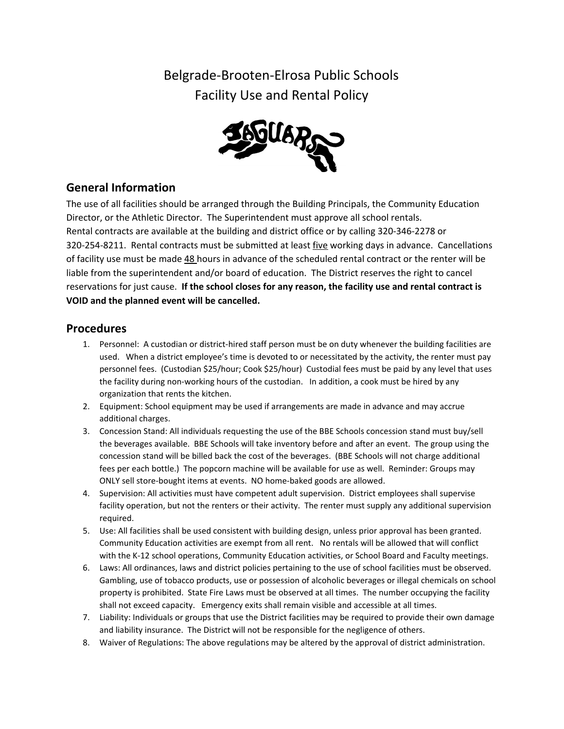# Belgrade-Brooten-Elrosa Public Schools
# Facility Use and Rental Policy

## General Information

The use of all facilities should be arranged through the Building Principals, the Community Education Director, or the Athletic Director. The Superintendent must approve all school rentals.
Rental contracts are available at the building and district office or by calling 320-346-2278 or 320-254-8211. Rental contracts must be submitted at least <u>five</u> working days in advance. Cancellations of facility use must be made <u>48</u> hours in advance of the scheduled rental contract or the renter will be liable from the superintendent and/or board of education. The District reserves the right to cancel reservations for just cause. **If the school closes for any reason, the facility use and rental contract is VOID and the planned event will be cancelled.**

## Procedures

1. Personnel: A custodian or district-hired staff person must be on duty whenever the building facilities are used. When a district employee's time is devoted to or necessitated by the activity, the renter must pay personnel fees. (Custodian $25/hour; Cook $25/hour) Custodial fees must be paid by any level that uses the facility during non-working hours of the custodian. In addition, a cook must be hired by any organization that rents the kitchen.
2. Equipment: School equipment may be used if arrangements are made in advance and may accrue additional charges.
3. Concession Stand: All individuals requesting the use of the BBE Schools concession stand must buy/sell the beverages available. BBE Schools will take inventory before and after an event. The group using the concession stand will be billed back the cost of the beverages. (BBE Schools will not charge additional fees per each bottle.) The popcorn machine will be available for use as well. Reminder: Groups may ONLY sell store-bought items at events. NO home-baked goods are allowed.
4. Supervision: All activities must have competent adult supervision. District employees shall supervise facility operation, but not the renters or their activity. The renter must supply any additional supervision required.
5. Use: All facilities shall be used consistent with building design, unless prior approval has been granted. Community Education activities are exempt from all rent. No rentals will be allowed that will conflict with the K-12 school operations, Community Education activities, or School Board and Faculty meetings.
6. Laws: All ordinances, laws and district policies pertaining to the use of school facilities must be observed. Gambling, use of tobacco products, use or possession of alcoholic beverages or illegal chemicals on school property is prohibited. State Fire Laws must be observed at all times. The number occupying the facility shall not exceed capacity. Emergency exits shall remain visible and accessible at all times.
7. Liability: Individuals or groups that use the District facilities may be required to provide their own damage and liability insurance. The District will not be responsible for the negligence of others.
8. Waiver of Regulations: The above regulations may be altered by the approval of district administration.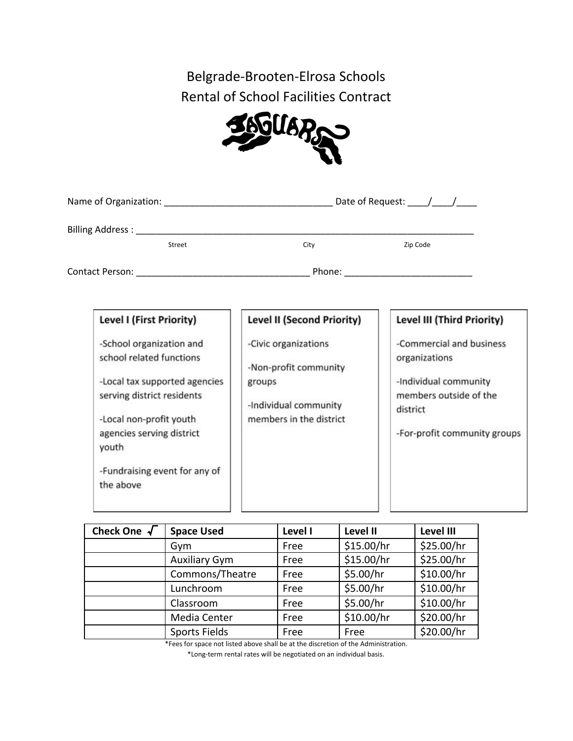# Belgrade-Brooten-Elrosa Schools
## Rental of School Facilities Contract

Name of Organization: ________________________________ Date of Request: ____/____/____

Billing Address : ____________________________________________________________________

Street                    City                    Zip Code

Contact Person: __________________________________ Phone: _________________________

| Level I (First Priority) | Level II (Second Priority) | Level III (Third Priority) |
|---|---|---|
| -School organization and school related functions<br>-Local tax supported agencies serving district residents<br>-Local non-profit youth agencies serving district youth<br>-Fundraising event for any of the above | -Civic organizations<br>-Non-profit community groups<br>-Individual community members in the district | -Commercial and business organizations<br>-Individual community members outside of the district<br>-For-profit community groups |

| Check One √ | Space Used | Level I | Level II | Level III |
|---|---|---|---|---|
| | Gym | Free | $15.00/hr | $25.00/hr |
| | Auxiliary Gym | Free | $15.00/hr | $25.00/hr |
| | Commons/Theatre | Free | $5.00/hr | $10.00/hr |
| | Lunchroom | Free | $5.00/hr | $10.00/hr |
| | Classroom | Free | $5.00/hr | $10.00/hr |
| | Media Center | Free | $10.00/hr | $20.00/hr |
| | Sports Fields | Free | Free | $20.00/hr |

*Fees for space not listed above shall be at the discretion of the Administration.

*Long-term rental rates will be negotiated on an individual basis.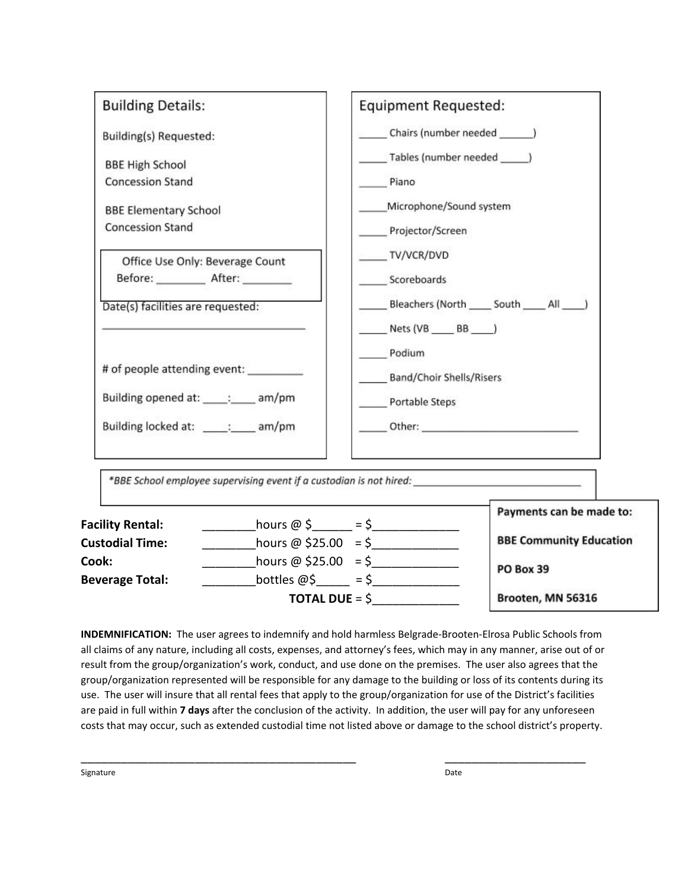## Building Details:

Building(s) Requested:

BBE High School
Concession Stand

BBE Elementary School
Concession Stand

Office Use Only: Beverage Count
Before: ________ After: ________

Date(s) facilities are requested:
___________________________________

# of people attending event: _________

Building opened at: ____:____ am/pm

Building locked at: ____:____ am/pm

## Equipment Requested:

_____ Chairs (number needed ______)

_____ Tables (number needed _____)

_____ Piano

_____Microphone/Sound system

_____ Projector/Screen

_____ TV/VCR/DVD

_____ Scoreboards

_____ Bleachers (North ____ South ____ All ____)

_____ Nets (VB ____ BB ____)

_____ Podium

_____ Band/Choir Shells/Risers

_____ Portable Steps

_____ Other: ____________________________

*BBE School employee supervising event if a custodian is not hired: ______________________________

**Facility Rental:** ________hours @ $______ = $_____________

**Custodial Time:** ________hours @ $25.00 = $_____________

**Cook:** ________hours @ $25.00 = $_____________

**Beverage Total:** ________bottles @$_____ = $_____________

**TOTAL DUE** = $_____________

**Payments can be made to:**

**BBE Community Education**

**PO Box 39**

**Brooten, MN 56316**

**INDEMNIFICATION:** The user agrees to indemnify and hold harmless Belgrade-Brooten-Elrosa Public Schools from all claims of any nature, including all costs, expenses, and attorney's fees, which may in any manner, arise out of or result from the group/organization's work, conduct, and use done on the premises. The user also agrees that the group/organization represented will be responsible for any damage to the building or loss of its contents during its use. The user will insure that all rental fees that apply to the group/organization for use of the District's facilities are paid in full within **7 days** after the conclusion of the activity. In addition, the user will pay for any unforeseen costs that may occur, such as extended custodial time not listed above or damage to the school district's property.

_______________________________________________ _________________________

Signature Date